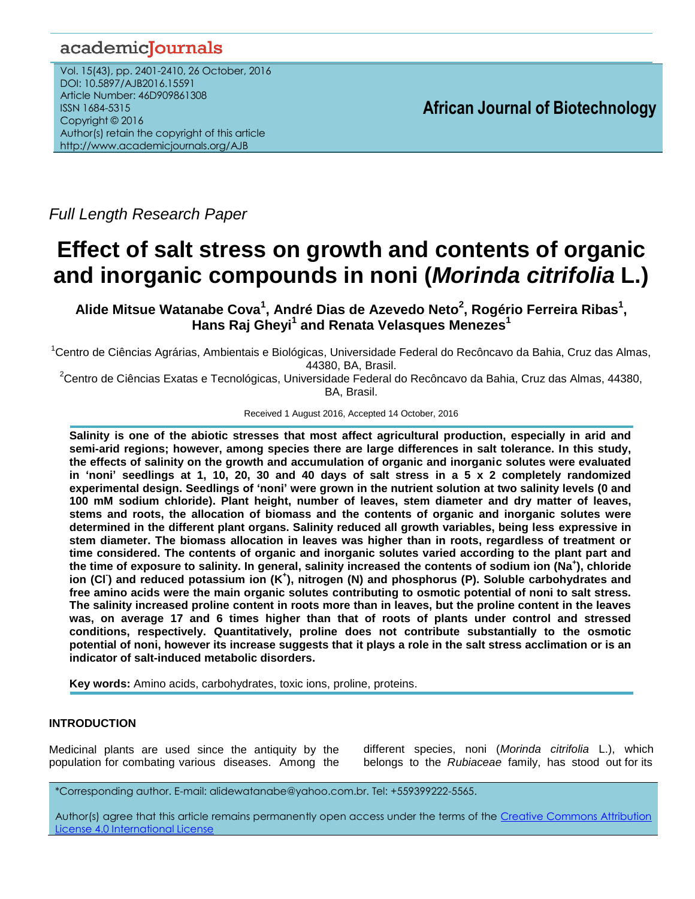Full Length Research Paper

# Effect of salt stress on growth and contents of organic and inorganic compounds in noni (*Morinda citrifolia* L.)

**Alide Mitsue Watanabe Cova[1], André Dias de Azevedo Neto[2], Rogério Ferreira Ribas[1], Hans Raj Gheyi[1] and Renata Velasques Menezes[1]**

[1]Centro de Ciências Agrárias, Ambientais e Biológicas, Universidade Federal do Recôncavo da Bahia, Cruz das Almas, 44380, BA, Brasil.

[2]Centro de Ciências Exatas e Tecnológicas, Universidade Federal do Recôncavo da Bahia, Cruz das Almas, 44380, BA, Brasil.

Received 1 August 2016, Accepted 14 October, 2016

**Salinity is one of the abiotic stresses that most affect agricultural production, especially in arid and semi-arid regions; however, among species there are large differences in salt tolerance. In this study, the effects of salinity on the growth and accumulation of organic and inorganic solutes were evaluated in 'noni' seedlings at 1, 10, 20, 30 and 40 days of salt stress in a 5 x 2 completely randomized experimental design. Seedlings of 'noni' were grown in the nutrient solution at two salinity levels (0 and 100 mM sodium chloride). Plant height, number of leaves, stem diameter and dry matter of leaves, stems and roots, the allocation of biomass and the contents of organic and inorganic solutes were determined in the different plant organs. Salinity reduced all growth variables, being less expressive in stem diameter. The biomass allocation in leaves was higher than in roots, regardless of treatment or time considered. The contents of organic and inorganic solutes varied according to the plant part and the time of exposure to salinity. In general, salinity increased the contents of sodium ion ($Na^+$), chloride ion ($Cl^-$) and reduced potassium ion ($K^+$), nitrogen (N) and phosphorus (P). Soluble carbohydrates and free amino acids were the main organic solutes contributing to osmotic potential of noni to salt stress. The salinity increased proline content in roots more than in leaves, but the proline content in the leaves was, on average 17 and 6 times higher than that of roots of plants under control and stressed conditions, respectively. Quantitatively, proline does not contribute substantially to the osmotic potential of noni, however its increase suggests that it plays a role in the salt stress acclimation or is an indicator of salt-induced metabolic disorders.**

**Key words:** Amino acids, carbohydrates, toxic ions, proline, proteins.

## INTRODUCTION

Medicinal plants are used since the antiquity by the population for combating various diseases. Among the different species, noni (*Morinda citrifolia* L.), which belongs to the *Rubiaceae* family, has stood out for its

*Corresponding author. E-mail: alidewatanabe@yahoo.com.br. Tel: +559399222-5565.

Author(s) agree that this article remains permanently open access under the terms of the Creative Commons Attribution License 4.0 International License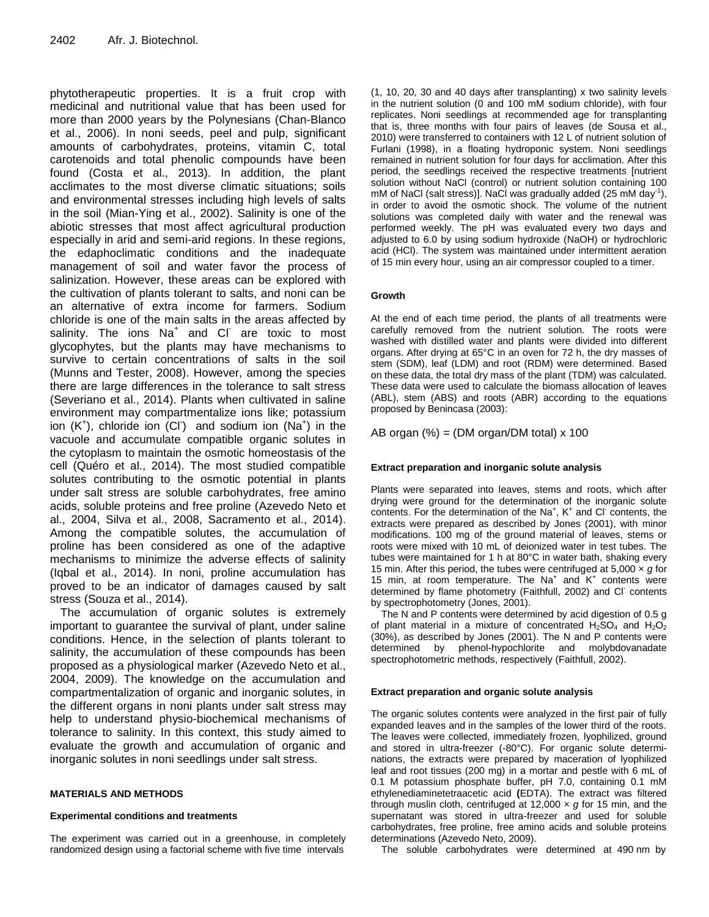phytotherapeutic properties. It is a fruit crop with medicinal and nutritional value that has been used for more than 2000 years by the Polynesians (Chan-Blanco et al., 2006). In noni seeds, peel and pulp, significant amounts of carbohydrates, proteins, vitamin C, total carotenoids and total phenolic compounds have been found (Costa et al., 2013). In addition, the plant acclimates to the most diverse climatic situations; soils and environmental stresses including high levels of salts in the soil (Mian-Ying et al., 2002). Salinity is one of the abiotic stresses that most affect agricultural production especially in arid and semi-arid regions. In these regions, the edaphoclimatic conditions and the inadequate management of soil and water favor the process of salinization. However, these areas can be explored with the cultivation of plants tolerant to salts, and noni can be an alternative of extra income for farmers. Sodium chloride is one of the main salts in the areas affected by salinity. The ions $Na^+$ and $Cl^-$ are toxic to most glycophytes, but the plants may have mechanisms to survive to certain concentrations of salts in the soil (Munns and Tester, 2008). However, among the species there are large differences in the tolerance to salt stress (Severiano et al., 2014). Plants when cultivated in saline environment may compartmentalize ions like; potassium ion ($K^+$), chloride ion ($Cl^-$) and sodium ion ($Na^+$) in the vacuole and accumulate compatible organic solutes in the cytoplasm to maintain the osmotic homeostasis of the cell (Quéro et al., 2014). The most studied compatible solutes contributing to the osmotic potential in plants under salt stress are soluble carbohydrates, free amino acids, soluble proteins and free proline (Azevedo Neto et al., 2004, Silva et al., 2008, Sacramento et al., 2014). Among the compatible solutes, the accumulation of proline has been considered as one of the adaptive mechanisms to minimize the adverse effects of salinity (Iqbal et al., 2014). In noni, proline accumulation has proved to be an indicator of damages caused by salt stress (Souza et al., 2014).

The accumulation of organic solutes is extremely important to guarantee the survival of plant, under saline conditions. Hence, in the selection of plants tolerant to salinity, the accumulation of these compounds has been proposed as a physiological marker (Azevedo Neto et al., 2004, 2009). The knowledge on the accumulation and compartmentalization of organic and inorganic solutes, in the different organs in noni plants under salt stress may help to understand physio-biochemical mechanisms of tolerance to salinity. In this context, this study aimed to evaluate the growth and accumulation of organic and inorganic solutes in noni seedlings under salt stress.

## MATERIALS AND METHODS

### Experimental conditions and treatments

The experiment was carried out in a greenhouse, in completely randomized design using a factorial scheme with five time intervals (1, 10, 20, 30 and 40 days after transplanting) x two salinity levels in the nutrient solution (0 and 100 mM sodium chloride), with four replicates. Noni seedlings at recommended age for transplanting that is, three months with four pairs of leaves (de Sousa et al., 2010) were transferred to containers with 12 L of nutrient solution of Furlani (1998), in a floating hydroponic system. Noni seedlings remained in nutrient solution for four days for acclimation. After this period, the seedlings received the respective treatments [nutrient solution without NaCl (control) or nutrient solution containing 100 mM of NaCl (salt stress)]. NaCl was gradually added (25 mM $day^{-1}$), in order to avoid the osmotic shock. The volume of the nutrient solutions was completed daily with water and the renewal was performed weekly. The pH was evaluated every two days and adjusted to 6.0 by using sodium hydroxide (NaOH) or hydrochloric acid (HCl). The system was maintained under intermittent aeration of 15 min every hour, using an air compressor coupled to a timer.

### Growth

At the end of each time period, the plants of all treatments were carefully removed from the nutrient solution. The roots were washed with distilled water and plants were divided into different organs. After drying at 65°C in an oven for 72 h, the dry masses of stem (SDM), leaf (LDM) and root (RDM) were determined. Based on these data, the total dry mass of the plant (TDM) was calculated. These data were used to calculate the biomass allocation of leaves (ABL), stem (ABS) and roots (ABR) according to the equations proposed by Benincasa (2003):

$$\text{AB organ (\%)} = (\text{DM organ}/\text{DM total}) \times 100$$

### Extract preparation and inorganic solute analysis

Plants were separated into leaves, stems and roots, which after drying were ground for the determination of the inorganic solute contents. For the determination of the $Na^+$, $K^+$ and $Cl^-$ contents, the extracts were prepared as described by Jones (2001), with minor modifications. 100 mg of the ground material of leaves, stems or roots were mixed with 10 mL of deionized water in test tubes. The tubes were maintained for 1 h at 80°C in water bath, shaking every 15 min. After this period, the tubes were centrifuged at 5,000 × *g* for 15 min, at room temperature. The $Na^+$ and $K^+$ contents were determined by flame photometry (Faithfull, 2002) and $Cl^-$ contents by spectrophotometry (Jones, 2001).

The N and P contents were determined by acid digestion of 0.5 g of plant material in a mixture of concentrated $H_2SO_4$ and $H_2O_2$ (30%), as described by Jones (2001). The N and P contents were determined by phenol-hypochlorite and molybdovanadate spectrophotometric methods, respectively (Faithfull, 2002).

### Extract preparation and organic solute analysis

The organic solutes contents were analyzed in the first pair of fully expanded leaves and in the samples of the lower third of the roots. The leaves were collected, immediately frozen, lyophilized, ground and stored in ultra-freezer (-80°C). For organic solute determinations, the extracts were prepared by maceration of lyophilized leaf and root tissues (200 mg) in a mortar and pestle with 6 mL of 0.1 M potassium phosphate buffer, pH 7.0, containing 0.1 mM ethylenediaminetetraacetic acid (EDTA). The extract was filtered through muslin cloth, centrifuged at 12,000 × *g* for 15 min, and the supernatant was stored in ultra-freezer and used for soluble carbohydrates, free proline, free amino acids and soluble proteins determinations (Azevedo Neto, 2009).

The soluble carbohydrates were determined at 490 nm by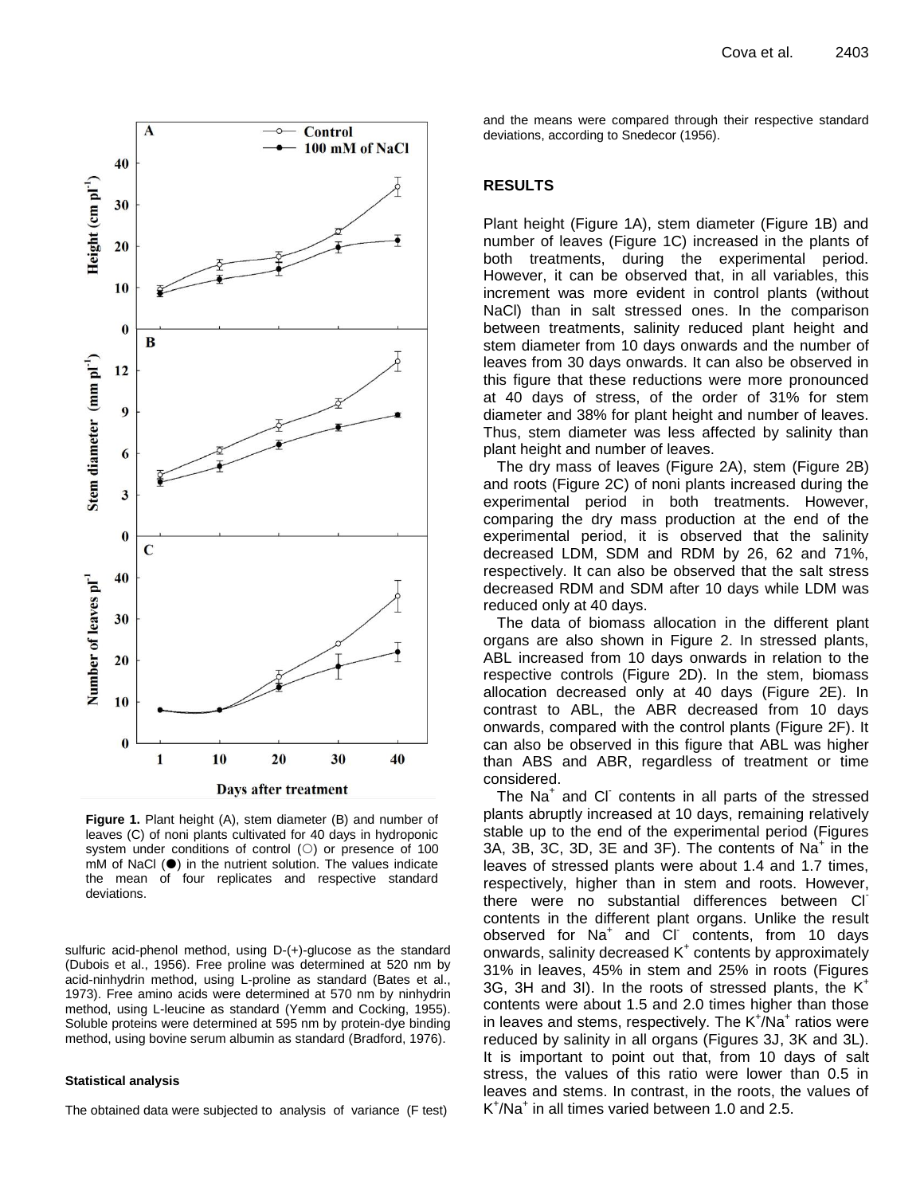Figure 1. Plant height (A), stem diameter (B) and number of leaves (C) of noni plants cultivated for 40 days in hydroponic system under conditions of control (○) or presence of 100 mM of NaCl (●) in the nutrient solution. The values indicate the mean of four replicates and respective standard deviations.

sulfuric acid-phenol method, using D-(+)-glucose as the standard (Dubois et al., 1956). Free proline was determined at 520 nm by acid-ninhydrin method, using L-proline as standard (Bates et al., 1973). Free amino acids were determined at 570 nm by ninhydrin method, using L-leucine as standard (Yemm and Cocking, 1955). Soluble proteins were determined at 595 nm by protein-dye binding method, using bovine serum albumin as standard (Bradford, 1976).

#### Statistical analysis

The obtained data were subjected to analysis of variance (F test) and the means were compared through their respective standard deviations, according to Snedecor (1956).

## RESULTS

Plant height (Figure 1A), stem diameter (Figure 1B) and number of leaves (Figure 1C) increased in the plants of both treatments, during the experimental period. However, it can be observed that, in all variables, this increment was more evident in control plants (without NaCl) than in salt stressed ones. In the comparison between treatments, salinity reduced plant height and stem diameter from 10 days onwards and the number of leaves from 30 days onwards. It can also be observed in this figure that these reductions were more pronounced at 40 days of stress, of the order of 31% for stem diameter and 38% for plant height and number of leaves. Thus, stem diameter was less affected by salinity than plant height and number of leaves.

The dry mass of leaves (Figure 2A), stem (Figure 2B) and roots (Figure 2C) of noni plants increased during the experimental period in both treatments. However, comparing the dry mass production at the end of the experimental period, it is observed that the salinity decreased LDM, SDM and RDM by 26, 62 and 71%, respectively. It can also be observed that the salt stress decreased RDM and SDM after 10 days while LDM was reduced only at 40 days.

The data of biomass allocation in the different plant organs are also shown in Figure 2. In stressed plants, ABL increased from 10 days onwards in relation to the respective controls (Figure 2D). In the stem, biomass allocation decreased only at 40 days (Figure 2E). In contrast to ABL, the ABR decreased from 10 days onwards, compared with the control plants (Figure 2F). It can also be observed in this figure that ABL was higher than ABS and ABR, regardless of treatment or time considered.

The $Na^+$ and $Cl^-$ contents in all parts of the stressed plants abruptly increased at 10 days, remaining relatively stable up to the end of the experimental period (Figures 3A, 3B, 3C, 3D, 3E and 3F). The contents of $Na^+$ in the leaves of stressed plants were about 1.4 and 1.7 times, respectively, higher than in stem and roots. However, there were no substantial differences between $Cl^-$ contents in the different plant organs. Unlike the result observed for $Na^+$ and $Cl^-$ contents, from 10 days onwards, salinity decreased $K^+$ contents by approximately 31% in leaves, 45% in stem and 25% in roots (Figures 3G, 3H and 3I). In the roots of stressed plants, the $K^+$ contents were about 1.5 and 2.0 times higher than those in leaves and stems, respectively. The $K^+/Na^+$ ratios were reduced by salinity in all organs (Figures 3J, 3K and 3L). It is important to point out that, from 10 days of salt stress, the values of this ratio were lower than 0.5 in leaves and stems. In contrast, in the roots, the values of $K^+/Na^+$ in all times varied between 1.0 and 2.5.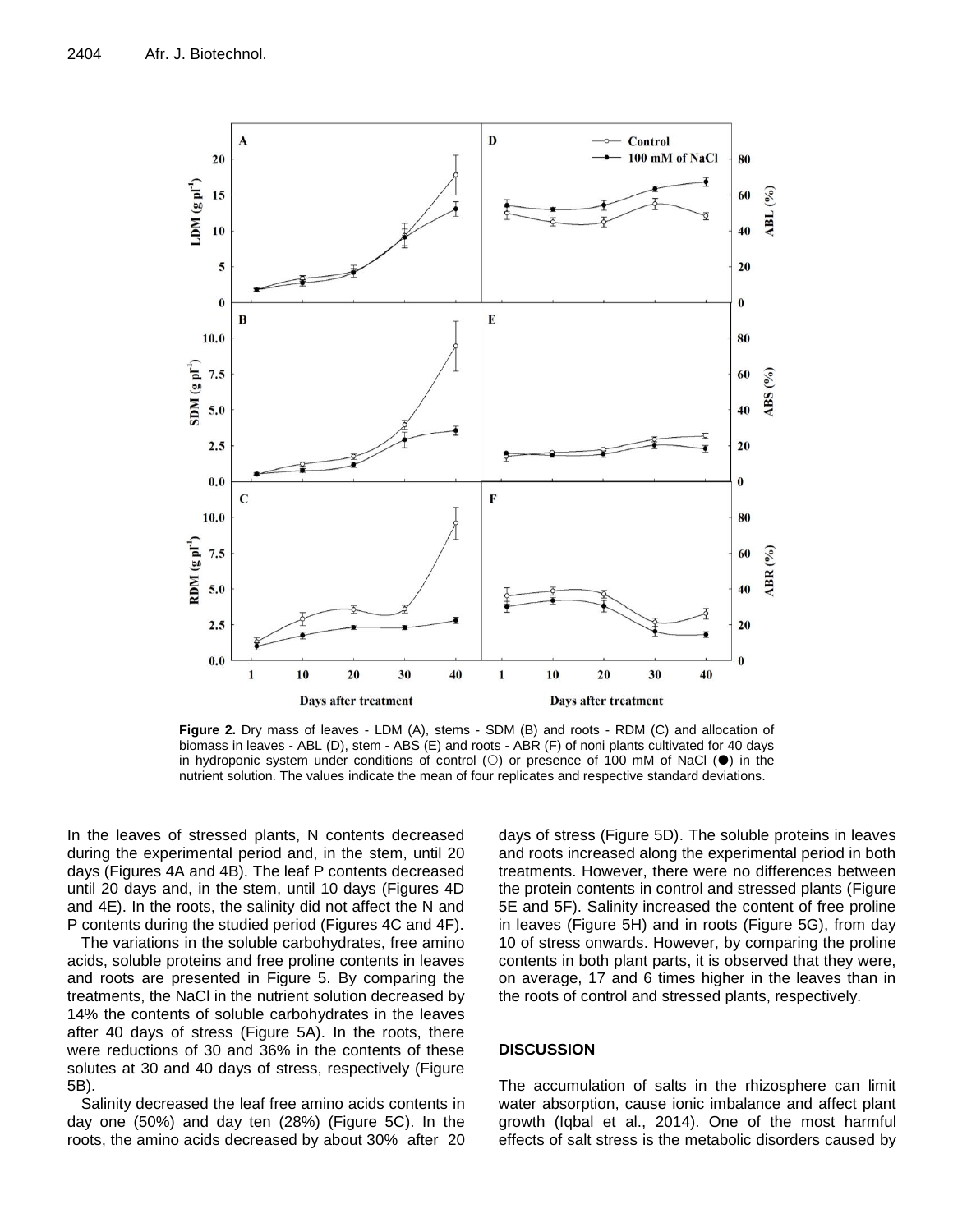**Figure 2.** Dry mass of leaves - LDM (A), stems - SDM (B) and roots - RDM (C) and allocation of biomass in leaves - ABL (D), stem - ABS (E) and roots - ABR (F) of noni plants cultivated for 40 days in hydroponic system under conditions of control (○) or presence of 100 mM of NaCl (●) in the nutrient solution. The values indicate the mean of four replicates and respective standard deviations.

In the leaves of stressed plants, N contents decreased during the experimental period and, in the stem, until 20 days (Figures 4A and 4B). The leaf P contents decreased until 20 days and, in the stem, until 10 days (Figures 4D and 4E). In the roots, the salinity did not affect the N and P contents during the studied period (Figures 4C and 4F).

The variations in the soluble carbohydrates, free amino acids, soluble proteins and free proline contents in leaves and roots are presented in Figure 5. By comparing the treatments, the NaCl in the nutrient solution decreased by 14% the contents of soluble carbohydrates in the leaves after 40 days of stress (Figure 5A). In the roots, there were reductions of 30 and 36% in the contents of these solutes at 30 and 40 days of stress, respectively (Figure 5B).

Salinity decreased the leaf free amino acids contents in day one (50%) and day ten (28%) (Figure 5C). In the roots, the amino acids decreased by about 30% after 20 days of stress (Figure 5D). The soluble proteins in leaves and roots increased along the experimental period in both treatments. However, there were no differences between the protein contents in control and stressed plants (Figure 5E and 5F). Salinity increased the content of free proline in leaves (Figure 5H) and in roots (Figure 5G), from day 10 of stress onwards. However, by comparing the proline contents in both plant parts, it is observed that they were, on average, 17 and 6 times higher in the leaves than in the roots of control and stressed plants, respectively.

## DISCUSSION

The accumulation of salts in the rhizosphere can limit water absorption, cause ionic imbalance and affect plant growth (Iqbal et al., 2014). One of the most harmful effects of salt stress is the metabolic disorders caused by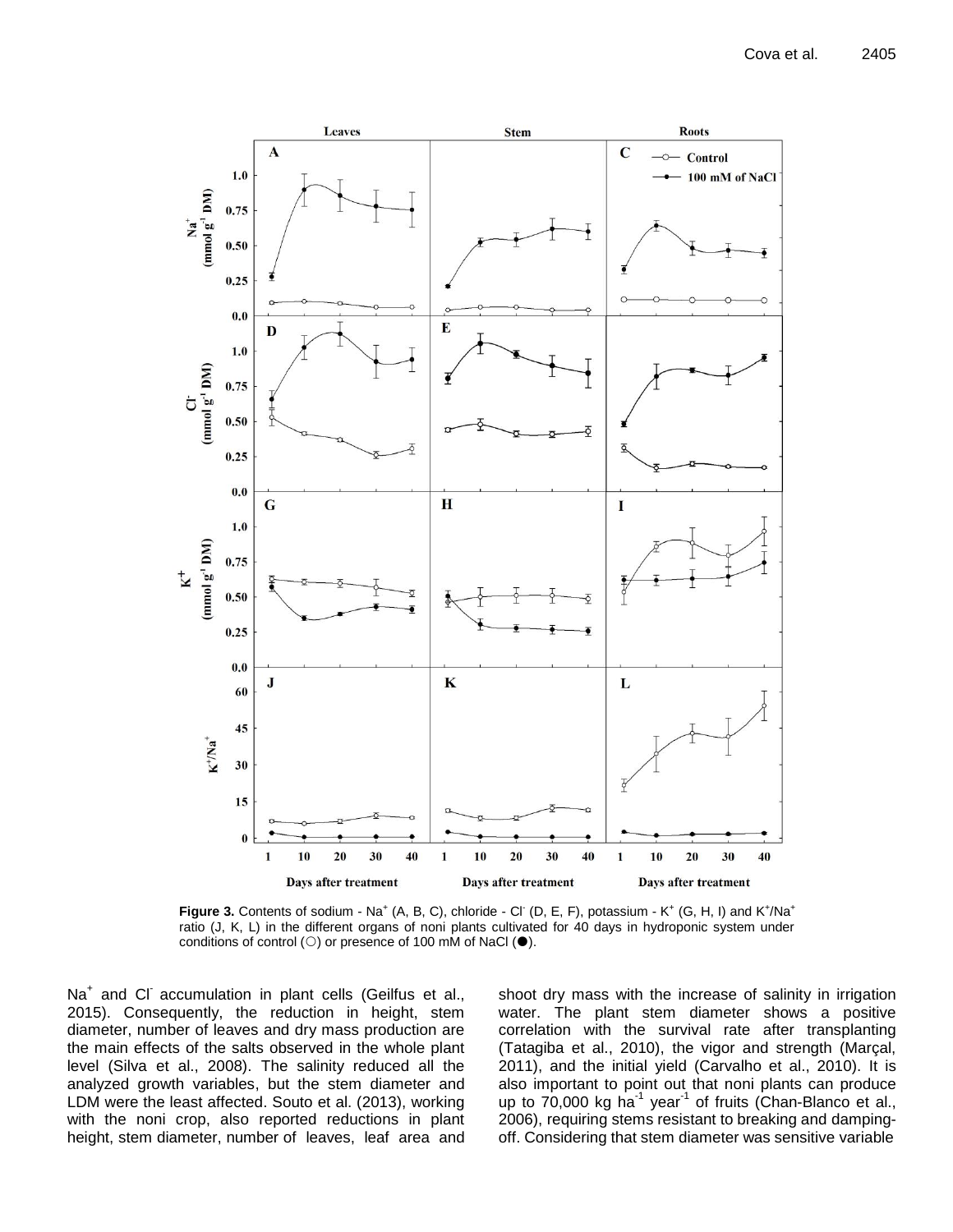**Figure 3.** Contents of sodium - $Na^+$ (A, B, C), chloride - $Cl^-$ (D, E, F), potassium - $K^+$ (G, H, I) and $K^+/Na^+$ ratio (J, K, L) in the different organs of noni plants cultivated for 40 days in hydroponic system under conditions of control (○) or presence of 100 mM of NaCl (●).

$Na^+$ and $Cl^-$ accumulation in plant cells (Geilfus et al., 2015). Consequently, the reduction in height, stem diameter, number of leaves and dry mass production are the main effects of the salts observed in the whole plant level (Silva et al., 2008). The salinity reduced all the analyzed growth variables, but the stem diameter and LDM were the least affected. Souto et al. (2013), working with the noni crop, also reported reductions in plant height, stem diameter, number of leaves, leaf area and shoot dry mass with the increase of salinity in irrigation water. The plant stem diameter shows a positive correlation with the survival rate after transplanting (Tatagiba et al., 2010), the vigor and strength (Marçal, 2011), and the initial yield (Carvalho et al., 2010). It is also important to point out that noni plants can produce up to 70,000 kg $ha^{-1}$ $year^{-1}$ of fruits (Chan-Blanco et al., 2006), requiring stems resistant to breaking and damping-off. Considering that stem diameter was sensitive variable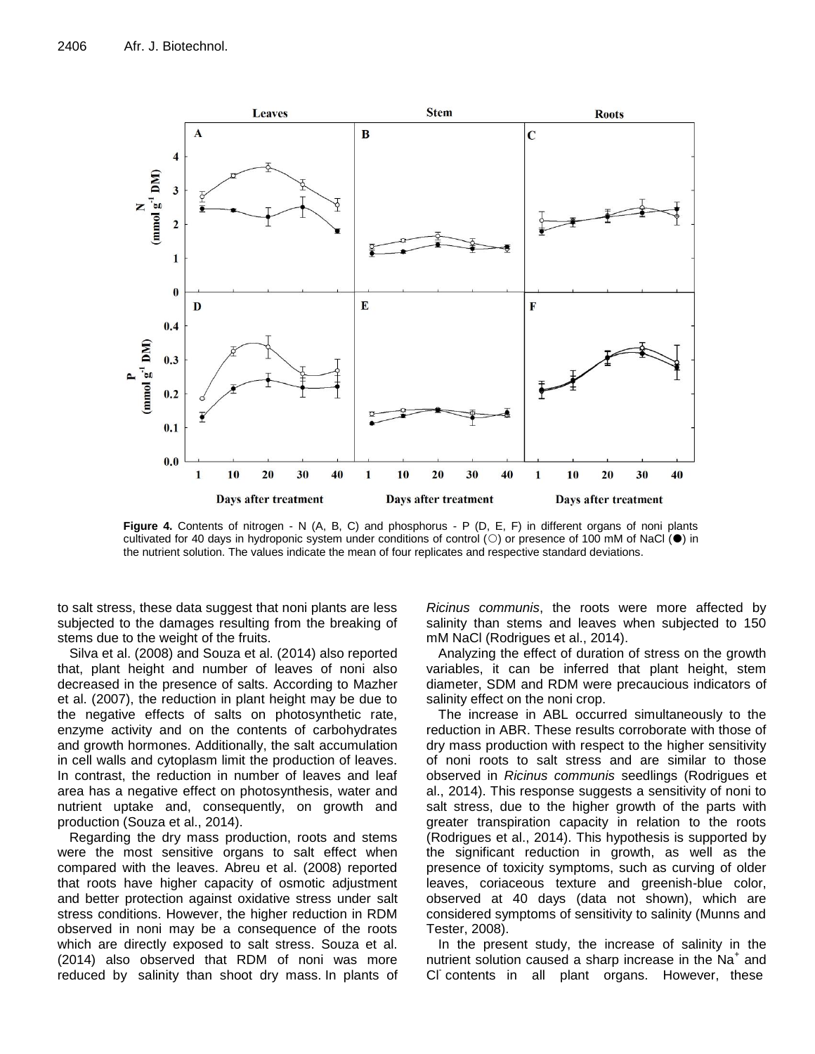**Figure 4.** Contents of nitrogen - N (A, B, C) and phosphorus - P (D, E, F) in different organs of noni plants cultivated for 40 days in hydroponic system under conditions of control (○) or presence of 100 mM of NaCl (●) in the nutrient solution. The values indicate the mean of four replicates and respective standard deviations.

to salt stress, these data suggest that noni plants are less subjected to the damages resulting from the breaking of stems due to the weight of the fruits.

Silva et al. (2008) and Souza et al. (2014) also reported that, plant height and number of leaves of noni also decreased in the presence of salts. According to Mazher et al. (2007), the reduction in plant height may be due to the negative effects of salts on photosynthetic rate, enzyme activity and on the contents of carbohydrates and growth hormones. Additionally, the salt accumulation in cell walls and cytoplasm limit the production of leaves. In contrast, the reduction in number of leaves and leaf area has a negative effect on photosynthesis, water and nutrient uptake and, consequently, on growth and production (Souza et al., 2014).

Regarding the dry mass production, roots and stems were the most sensitive organs to salt effect when compared with the leaves. Abreu et al. (2008) reported that roots have higher capacity of osmotic adjustment and better protection against oxidative stress under salt stress conditions. However, the higher reduction in RDM observed in noni may be a consequence of the roots which are directly exposed to salt stress. Souza et al. (2014) also observed that RDM of noni was more reduced by salinity than shoot dry mass. In plants of *Ricinus communis*, the roots were more affected by salinity than stems and leaves when subjected to 150 mM NaCl (Rodrigues et al., 2014).

Analyzing the effect of duration of stress on the growth variables, it can be inferred that plant height, stem diameter, SDM and RDM were precaucious indicators of salinity effect on the noni crop.

The increase in ABL occurred simultaneously to the reduction in ABR. These results corroborate with those of dry mass production with respect to the higher sensitivity of noni roots to salt stress and are similar to those observed in *Ricinus communis* seedlings (Rodrigues et al., 2014). This response suggests a sensitivity of noni to salt stress, due to the higher growth of the parts with greater transpiration capacity in relation to the roots (Rodrigues et al., 2014). This hypothesis is supported by the significant reduction in growth, as well as the presence of toxicity symptoms, such as curving of older leaves, coriaceous texture and greenish-blue color, observed at 40 days (data not shown), which are considered symptoms of sensitivity to salinity (Munns and Tester, 2008).

In the present study, the increase of salinity in the nutrient solution caused a sharp increase in the $Na^+$ and $Cl^-$ contents in all plant organs. However, these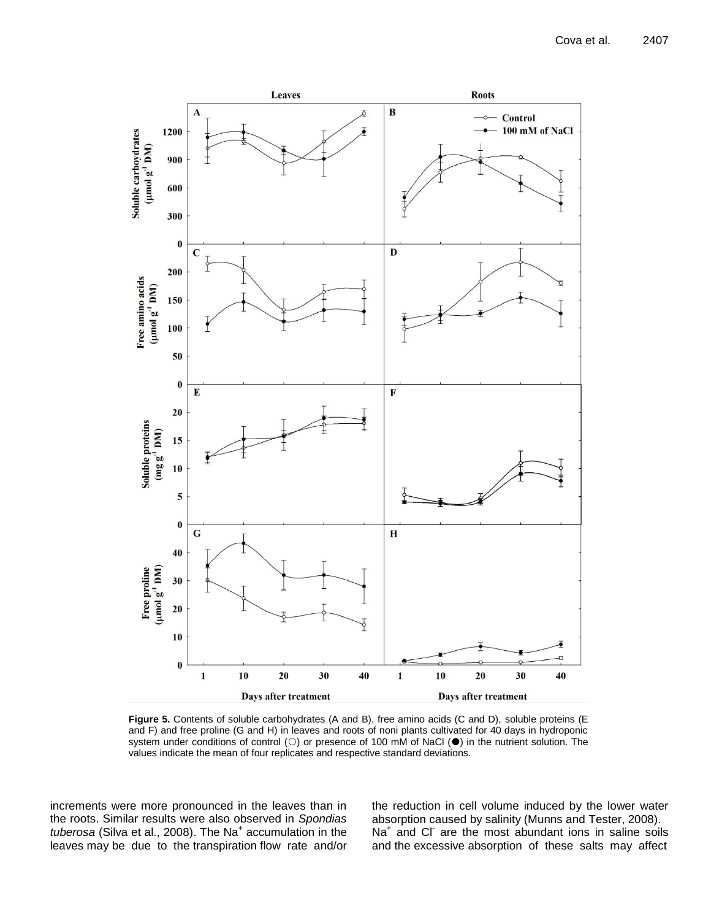Figure 5. Contents of soluble carbohydrates (A and B), free amino acids (C and D), soluble proteins (E and F) and free proline (G and H) in leaves and roots of noni plants cultivated for 40 days in hydroponic system under conditions of control (○) or presence of 100 mM of NaCl (●) in the nutrient solution. The values indicate the mean of four replicates and respective standard deviations.

increments were more pronounced in the leaves than in the roots. Similar results were also observed in *Spondias tuberosa* (Silva et al., 2008). The $Na^+$ accumulation in the leaves may be due to the transpiration flow rate and/or the reduction in cell volume induced by the lower water absorption caused by salinity (Munns and Tester, 2008).

$Na^+$ and $Cl^-$ are the most abundant ions in saline soils and the excessive absorption of these salts may affect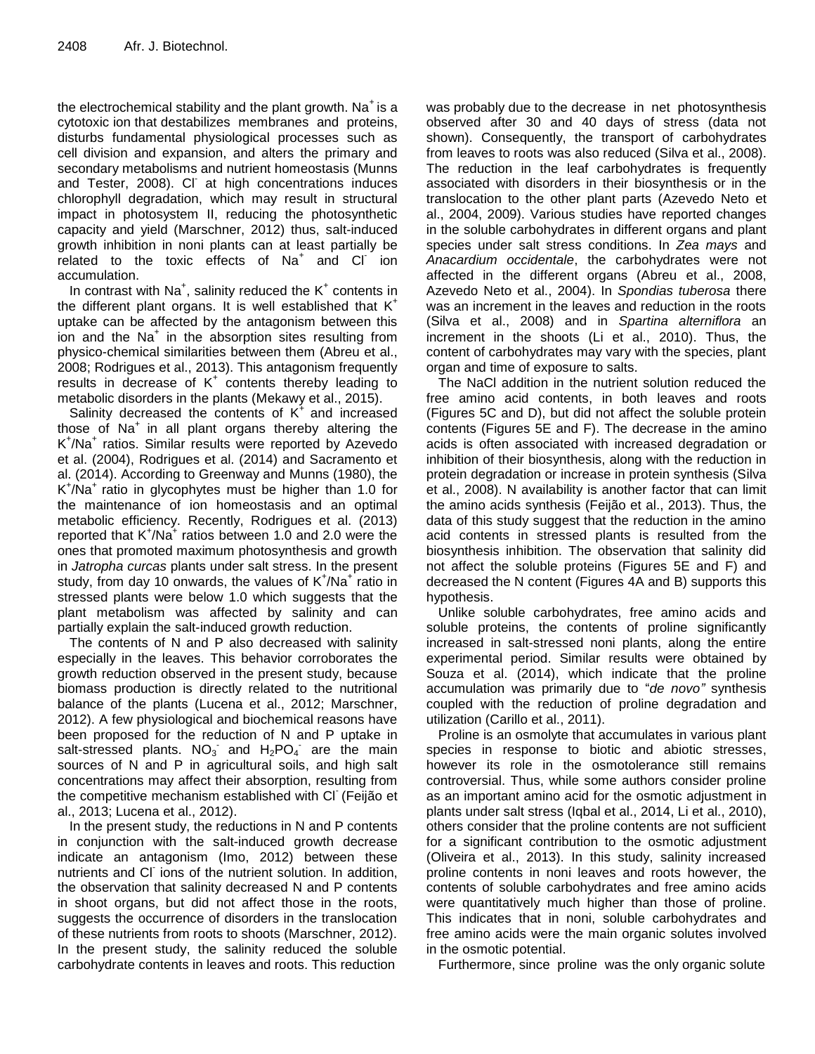the electrochemical stability and the plant growth. $Na^+$ is a cytotoxic ion that destabilizes membranes and proteins, disturbs fundamental physiological processes such as cell division and expansion, and alters the primary and secondary metabolisms and nutrient homeostasis (Munns and Tester, 2008). $Cl^-$ at high concentrations induces chlorophyll degradation, which may result in structural impact in photosystem II, reducing the photosynthetic capacity and yield (Marschner, 2012) thus, salt-induced growth inhibition in noni plants can at least partially be related to the toxic effects of $Na^+$ and $Cl^-$ ion accumulation.

In contrast with $Na^+$, salinity reduced the $K^+$ contents in the different plant organs. It is well established that $K^+$ uptake can be affected by the antagonism between this ion and the $Na^+$ in the absorption sites resulting from physico-chemical similarities between them (Abreu et al., 2008; Rodrigues et al., 2013). This antagonism frequently results in decrease of $K^+$ contents thereby leading to metabolic disorders in the plants (Mekawy et al., 2015).

Salinity decreased the contents of $K^+$ and increased those of $Na^+$ in all plant organs thereby altering the $K^+/Na^+$ ratios. Similar results were reported by Azevedo et al. (2004), Rodrigues et al. (2014) and Sacramento et al. (2014). According to Greenway and Munns (1980), the $K^+/Na^+$ ratio in glycophytes must be higher than 1.0 for the maintenance of ion homeostasis and an optimal metabolic efficiency. Recently, Rodrigues et al. (2013) reported that $K^+/Na^+$ ratios between 1.0 and 2.0 were the ones that promoted maximum photosynthesis and growth in *Jatropha curcas* plants under salt stress. In the present study, from day 10 onwards, the values of $K^+/Na^+$ ratio in stressed plants were below 1.0 which suggests that the plant metabolism was affected by salinity and can partially explain the salt-induced growth reduction.

The contents of N and P also decreased with salinity especially in the leaves. This behavior corroborates the growth reduction observed in the present study, because biomass production is directly related to the nutritional balance of the plants (Lucena et al., 2012; Marschner, 2012). A few physiological and biochemical reasons have been proposed for the reduction of N and P uptake in salt-stressed plants. $NO_3^-$ and $H_2PO_4^-$ are the main sources of N and P in agricultural soils, and high salt concentrations may affect their absorption, resulting from the competitive mechanism established with $Cl^-$ (Feijão et al., 2013; Lucena et al., 2012).

In the present study, the reductions in N and P contents in conjunction with the salt-induced growth decrease indicate an antagonism (Imo, 2012) between these nutrients and $Cl^-$ ions of the nutrient solution. In addition, the observation that salinity decreased N and P contents in shoot organs, but did not affect those in the roots, suggests the occurrence of disorders in the translocation of these nutrients from roots to shoots (Marschner, 2012). In the present study, the salinity reduced the soluble carbohydrate contents in leaves and roots. This reduction was probably due to the decrease in net photosynthesis observed after 30 and 40 days of stress (data not shown). Consequently, the transport of carbohydrates from leaves to roots was also reduced (Silva et al., 2008). The reduction in the leaf carbohydrates is frequently associated with disorders in their biosynthesis or in the translocation to the other plant parts (Azevedo Neto et al., 2004, 2009). Various studies have reported changes in the soluble carbohydrates in different organs and plant species under salt stress conditions. In *Zea mays* and *Anacardium occidentale*, the carbohydrates were not affected in the different organs (Abreu et al., 2008, Azevedo Neto et al., 2004). In *Spondias tuberosa* there was an increment in the leaves and reduction in the roots (Silva et al., 2008) and in *Spartina alterniflora* an increment in the shoots (Li et al., 2010). Thus, the content of carbohydrates may vary with the species, plant organ and time of exposure to salts.

The NaCl addition in the nutrient solution reduced the free amino acid contents, in both leaves and roots (Figures 5C and D), but did not affect the soluble protein contents (Figures 5E and F). The decrease in the amino acids is often associated with increased degradation or inhibition of their biosynthesis, along with the reduction in protein degradation or increase in protein synthesis (Silva et al., 2008). N availability is another factor that can limit the amino acids synthesis (Feijão et al., 2013). Thus, the data of this study suggest that the reduction in the amino acid contents in stressed plants is resulted from the biosynthesis inhibition. The observation that salinity did not affect the soluble proteins (Figures 5E and F) and decreased the N content (Figures 4A and B) supports this hypothesis.

Unlike soluble carbohydrates, free amino acids and soluble proteins, the contents of proline significantly increased in salt-stressed noni plants, along the entire experimental period. Similar results were obtained by Souza et al. (2014), which indicate that the proline accumulation was primarily due to "*de novo"* synthesis coupled with the reduction of proline degradation and utilization (Carillo et al., 2011).

Proline is an osmolyte that accumulates in various plant species in response to biotic and abiotic stresses, however its role in the osmotolerance still remains controversial. Thus, while some authors consider proline as an important amino acid for the osmotic adjustment in plants under salt stress (Iqbal et al., 2014, Li et al., 2010), others consider that the proline contents are not sufficient for a significant contribution to the osmotic adjustment (Oliveira et al., 2013). In this study, salinity increased proline contents in noni leaves and roots however, the contents of soluble carbohydrates and free amino acids were quantitatively much higher than those of proline. This indicates that in noni, soluble carbohydrates and free amino acids were the main organic solutes involved in the osmotic potential.

Furthermore, since proline was the only organic solute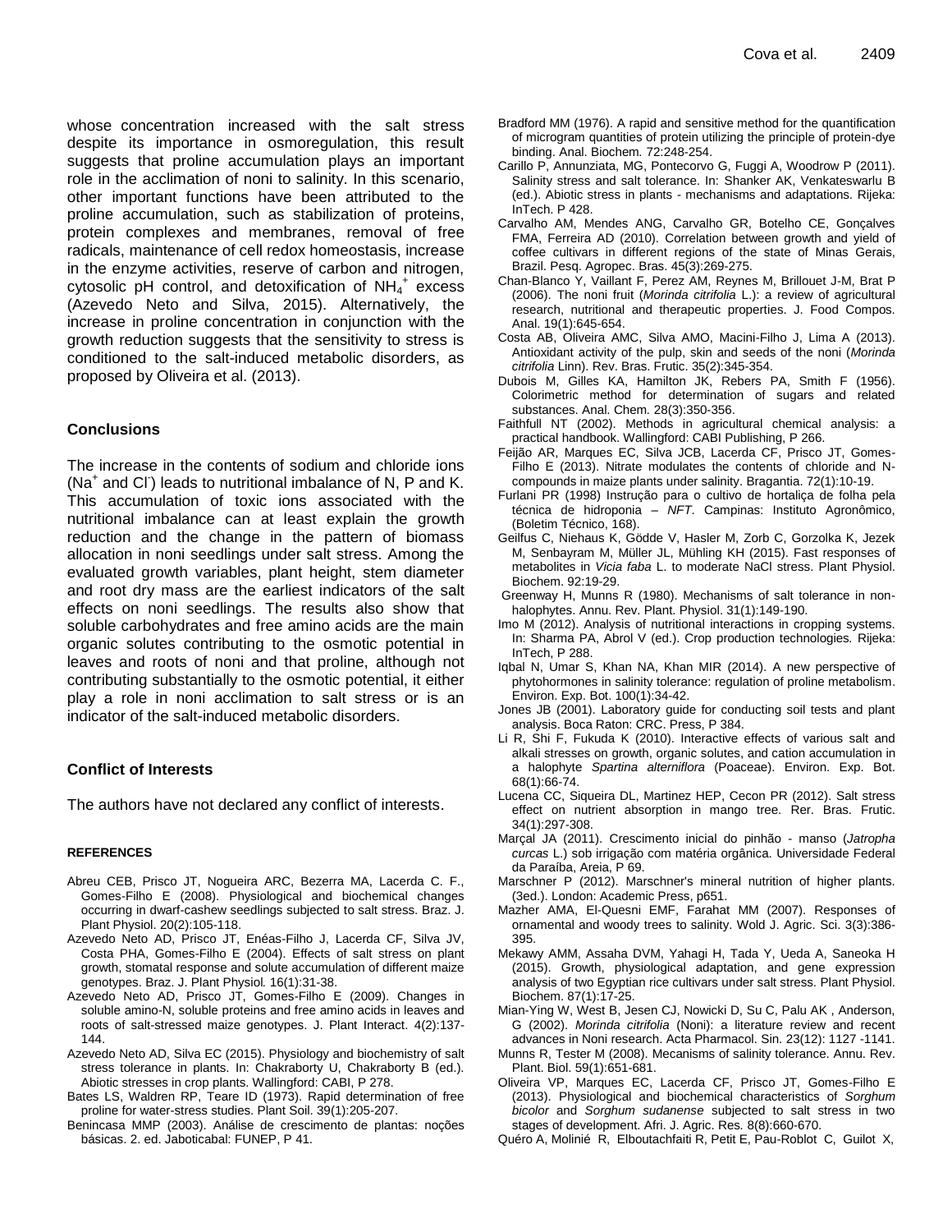whose concentration increased with the salt stress despite its importance in osmoregulation, this result suggests that proline accumulation plays an important role in the acclimation of noni to salinity. In this scenario, other important functions have been attributed to the proline accumulation, such as stabilization of proteins, protein complexes and membranes, removal of free radicals, maintenance of cell redox homeostasis, increase in the enzyme activities, reserve of carbon and nitrogen, cytosolic pH control, and detoxification of $NH_4^+$ excess (Azevedo Neto and Silva, 2015). Alternatively, the increase in proline concentration in conjunction with the growth reduction suggests that the sensitivity to stress is conditioned to the salt-induced metabolic disorders, as proposed by Oliveira et al. (2013).

## Conclusions

The increase in the contents of sodium and chloride ions ($Na^+$ and $Cl^-$) leads to nutritional imbalance of N, P and K. This accumulation of toxic ions associated with the nutritional imbalance can at least explain the growth reduction and the change in the pattern of biomass allocation in noni seedlings under salt stress. Among the evaluated growth variables, plant height, stem diameter and root dry mass are the earliest indicators of the salt effects on noni seedlings. The results also show that soluble carbohydrates and free amino acids are the main organic solutes contributing to the osmotic potential in leaves and roots of noni and that proline, although not contributing substantially to the osmotic potential, it either play a role in noni acclimation to salt stress or is an indicator of the salt-induced metabolic disorders.

## Conflict of Interests

The authors have not declared any conflict of interests.

## REFERENCES

Abreu CEB, Prisco JT, Nogueira ARC, Bezerra MA, Lacerda C. F., Gomes-Filho E (2008). Physiological and biochemical changes occurring in dwarf-cashew seedlings subjected to salt stress. Braz. J. Plant Physiol. 20(2):105-118.

Azevedo Neto AD, Prisco JT, Enéas-Filho J, Lacerda CF, Silva JV, Costa PHA, Gomes-Filho E (2004). Effects of salt stress on plant growth, stomatal response and solute accumulation of different maize genotypes. Braz. J. Plant Physiol. 16(1):31-38.

Azevedo Neto AD, Prisco JT, Gomes-Filho E (2009). Changes in soluble amino-N, soluble proteins and free amino acids in leaves and roots of salt-stressed maize genotypes. J. Plant Interact. 4(2):137-144.

Azevedo Neto AD, Silva EC (2015). Physiology and biochemistry of salt stress tolerance in plants. In: Chakraborty U, Chakraborty B (ed.). Abiotic stresses in crop plants. Wallingford: CABI, P 278.

Bates LS, Waldren RP, Teare ID (1973). Rapid determination of free proline for water-stress studies. Plant Soil. 39(1):205-207.

Benincasa MMP (2003). Análise de crescimento de plantas: noções básicas. 2. ed. Jaboticabal: FUNEP, P 41.

Bradford MM (1976). A rapid and sensitive method for the quantification of microgram quantities of protein utilizing the principle of protein-dye binding. Anal. Biochem. 72:248-254.

Carillo P, Annunziata, MG, Pontecorvo G, Fuggi A, Woodrow P (2011). Salinity stress and salt tolerance. In: Shanker AK, Venkateswarlu B (ed.). Abiotic stress in plants - mechanisms and adaptations. Rijeka: InTech. P 428.

Carvalho AM, Mendes ANG, Carvalho GR, Botelho CE, Gonçalves FMA, Ferreira AD (2010). Correlation between growth and yield of coffee cultivars in different regions of the state of Minas Gerais, Brazil. Pesq. Agropec. Bras. 45(3):269-275.

Chan-Blanco Y, Vaillant F, Perez AM, Reynes M, Brillouet J-M, Brat P (2006). The noni fruit (*Morinda citrifolia* L.): a review of agricultural research, nutritional and therapeutic properties. J. Food Compos. Anal. 19(1):645-654.

Costa AB, Oliveira AMC, Silva AMO, Macini-Filho J, Lima A (2013). Antioxidant activity of the pulp, skin and seeds of the noni (*Morinda citrifolia* Linn). Rev. Bras. Frutic. 35(2):345-354.

Dubois M, Gilles KA, Hamilton JK, Rebers PA, Smith F (1956). Colorimetric method for determination of sugars and related substances. Anal. Chem. 28(3):350-356.

Faithfull NT (2002). Methods in agricultural chemical analysis: a practical handbook. Wallingford: CABI Publishing, P 266.

Feijão AR, Marques EC, Silva JCB, Lacerda CF, Prisco JT, Gomes-Filho E (2013). Nitrate modulates the contents of chloride and N-compounds in maize plants under salinity. Bragantia. 72(1):10-19.

Furlani PR (1998) Instrução para o cultivo de hortaliça de folha pela técnica de hidroponia – *NFT*. Campinas: Instituto Agronômico, (Boletim Técnico, 168).

Geilfus C, Niehaus K, Gödde V, Hasler M, Zorb C, Gorzolka K, Jezek M, Senbayram M, Müller JL, Mühling KH (2015). Fast responses of metabolites in *Vicia faba* L. to moderate NaCl stress. Plant Physiol. Biochem. 92:19-29.

Greenway H, Munns R (1980). Mechanisms of salt tolerance in non-halophytes. Annu. Rev. Plant. Physiol. 31(1):149-190.

Imo M (2012). Analysis of nutritional interactions in cropping systems. In: Sharma PA, Abrol V (ed.). Crop production technologies. Rijeka: InTech, P 288.

Iqbal N, Umar S, Khan NA, Khan MIR (2014). A new perspective of phytohormones in salinity tolerance: regulation of proline metabolism. Environ. Exp. Bot. 100(1):34-42.

Jones JB (2001). Laboratory guide for conducting soil tests and plant analysis. Boca Raton: CRC. Press, P 384.

Li R, Shi F, Fukuda K (2010). Interactive effects of various salt and alkali stresses on growth, organic solutes, and cation accumulation in a halophyte *Spartina alterniflora* (Poaceae). Environ. Exp. Bot. 68(1):66-74.

Lucena CC, Siqueira DL, Martinez HEP, Cecon PR (2012). Salt stress effect on nutrient absorption in mango tree. Rer. Bras. Frutic. 34(1):297-308.

Marçal JA (2011). Crescimento inicial do pinhão - manso (*Jatropha curcas* L.) sob irrigação com matéria orgânica. Universidade Federal da Paraíba, Areia, P 69.

Marschner P (2012). Marschner's mineral nutrition of higher plants. (3ed.). London: Academic Press, p651.

Mazher AMA, El-Quesni EMF, Farahat MM (2007). Responses of ornamental and woody trees to salinity. Wold J. Agric. Sci. 3(3):386-395.

Mekawy AMM, Assaha DVM, Yahagi H, Tada Y, Ueda A, Saneoka H (2015). Growth, physiological adaptation, and gene expression analysis of two Egyptian rice cultivars under salt stress. Plant Physiol. Biochem. 87(1):17-25.

Mian-Ying W, West B, Jesen CJ, Nowicki D, Su C, Palu AK , Anderson, G (2002). *Morinda citrifolia* (Noni): a literature review and recent advances in Noni research. Acta Pharmacol. Sin. 23(12): 1127 -1141.

Munns R, Tester M (2008). Mecanisms of salinity tolerance. Annu. Rev. Plant. Biol. 59(1):651-681.

Oliveira VP, Marques EC, Lacerda CF, Prisco JT, Gomes-Filho E (2013). Physiological and biochemical characteristics of *Sorghum bicolor* and *Sorghum sudanense* subjected to salt stress in two stages of development. Afri. J. Agric. Res. 8(8):660-670.

Quéro A, Molinié R, Elboutachfaiti R, Petit E, Pau-Roblot C, Guilot X,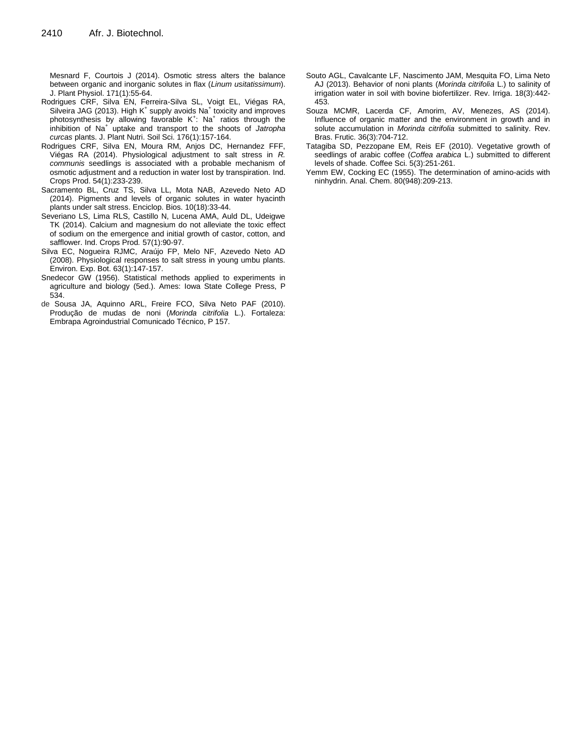Mesnard F, Courtois J (2014). Osmotic stress alters the balance between organic and inorganic solutes in flax (*Linum usitatissimum*). J. Plant Physiol. 171(1):55-64.

Rodrigues CRF, Silva EN, Ferreira-Silva SL, Voigt EL, Viégas RA, Silveira JAG (2013). High $K^+$ supply avoids $Na^+$ toxicity and improves photosynthesis by allowing favorable $K^+$: $Na^+$ ratios through the inhibition of $Na^+$ uptake and transport to the shoots of *Jatropha curcas* plants. J. Plant Nutri. Soil Sci. 176(1):157-164.

Rodrigues CRF, Silva EN, Moura RM, Anjos DC, Hernandez FFF, Viégas RA (2014). Physiological adjustment to salt stress in *R. communis* seedlings is associated with a probable mechanism of osmotic adjustment and a reduction in water lost by transpiration. Ind. Crops Prod. 54(1):233-239.

Sacramento BL, Cruz TS, Silva LL, Mota NAB, Azevedo Neto AD (2014). Pigments and levels of organic solutes in water hyacinth plants under salt stress. Enciclop. Bios. 10(18):33-44.

Severiano LS, Lima RLS, Castillo N, Lucena AMA, Auld DL, Udeigwe TK (2014). Calcium and magnesium do not alleviate the toxic effect of sodium on the emergence and initial growth of castor, cotton, and safflower. Ind. Crops Prod. 57(1):90-97.

Silva EC, Nogueira RJMC, Araújo FP, Melo NF, Azevedo Neto AD (2008). Physiological responses to salt stress in young umbu plants. Environ. Exp. Bot. 63(1):147-157.

Snedecor GW (1956). Statistical methods applied to experiments in agriculture and biology (5ed.). Ames: Iowa State College Press, P 534.

de Sousa JA, Aquinno ARL, Freire FCO, Silva Neto PAF (2010). Produção de mudas de noni (*Morinda citrifolia* L.). Fortaleza: Embrapa Agroindustrial Comunicado Técnico, P 157.

Souto AGL, Cavalcante LF, Nascimento JAM, Mesquita FO, Lima Neto AJ (2013). Behavior of noni plants (*Morinda citrifolia* L.) to salinity of irrigation water in soil with bovine biofertilizer. Rev. Irriga. 18(3):442-453.

Souza MCMR, Lacerda CF, Amorim, AV, Menezes, AS (2014). Influence of organic matter and the environment in growth and in solute accumulation in *Morinda citrifolia* submitted to salinity. Rev. Bras. Frutic. 36(3):704-712.

Tatagiba SD, Pezzopane EM, Reis EF (2010). Vegetative growth of seedlings of arabic coffee (*Coffea arabica* L.) submitted to different levels of shade. Coffee Sci. 5(3):251-261.

Yemm EW, Cocking EC (1955). The determination of amino-acids with ninhydrin. Anal. Chem. 80(948):209-213.